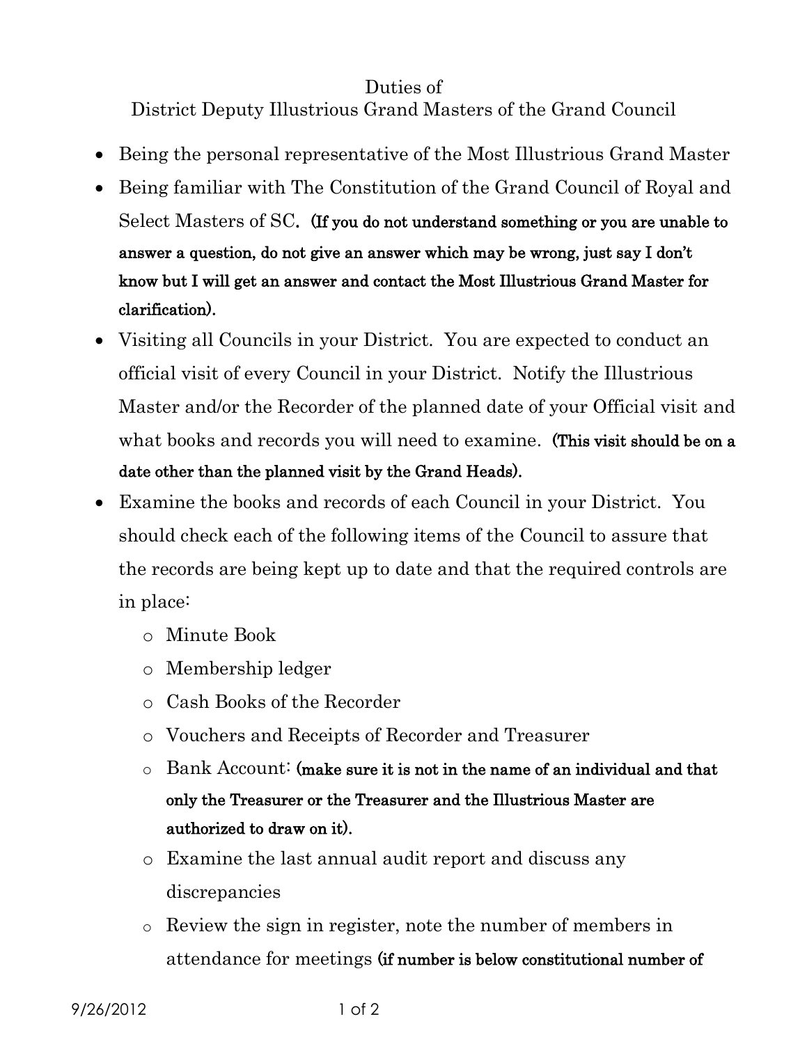# Duties of
## District Deputy Illustrious Grand Masters of the Grand Council

- Being the personal representative of the Most Illustrious Grand Master
- Being familiar with The Constitution of the Grand Council of Royal and Select Masters of SC. **(If you do not understand something or you are unable to answer a question, do not give an answer which may be wrong, just say I don't know but I will get an answer and contact the Most Illustrious Grand Master for clarification).**
- Visiting all Councils in your District. You are expected to conduct an official visit of every Council in your District. Notify the Illustrious Master and/or the Recorder of the planned date of your Official visit and what books and records you will need to examine. **(This visit should be on a date other than the planned visit by the Grand Heads).**
- Examine the books and records of each Council in your District. You should check each of the following items of the Council to assure that the records are being kept up to date and that the required controls are in place:
  - Minute Book
  - Membership ledger
  - Cash Books of the Recorder
  - Vouchers and Receipts of Recorder and Treasurer
  - Bank Account: **(make sure it is not in the name of an individual and that only the Treasurer or the Treasurer and the Illustrious Master are authorized to draw on it).**
  - Examine the last annual audit report and discuss any discrepancies
  - Review the sign in register, note the number of members in attendance for meetings **(if number is below constitutional number of**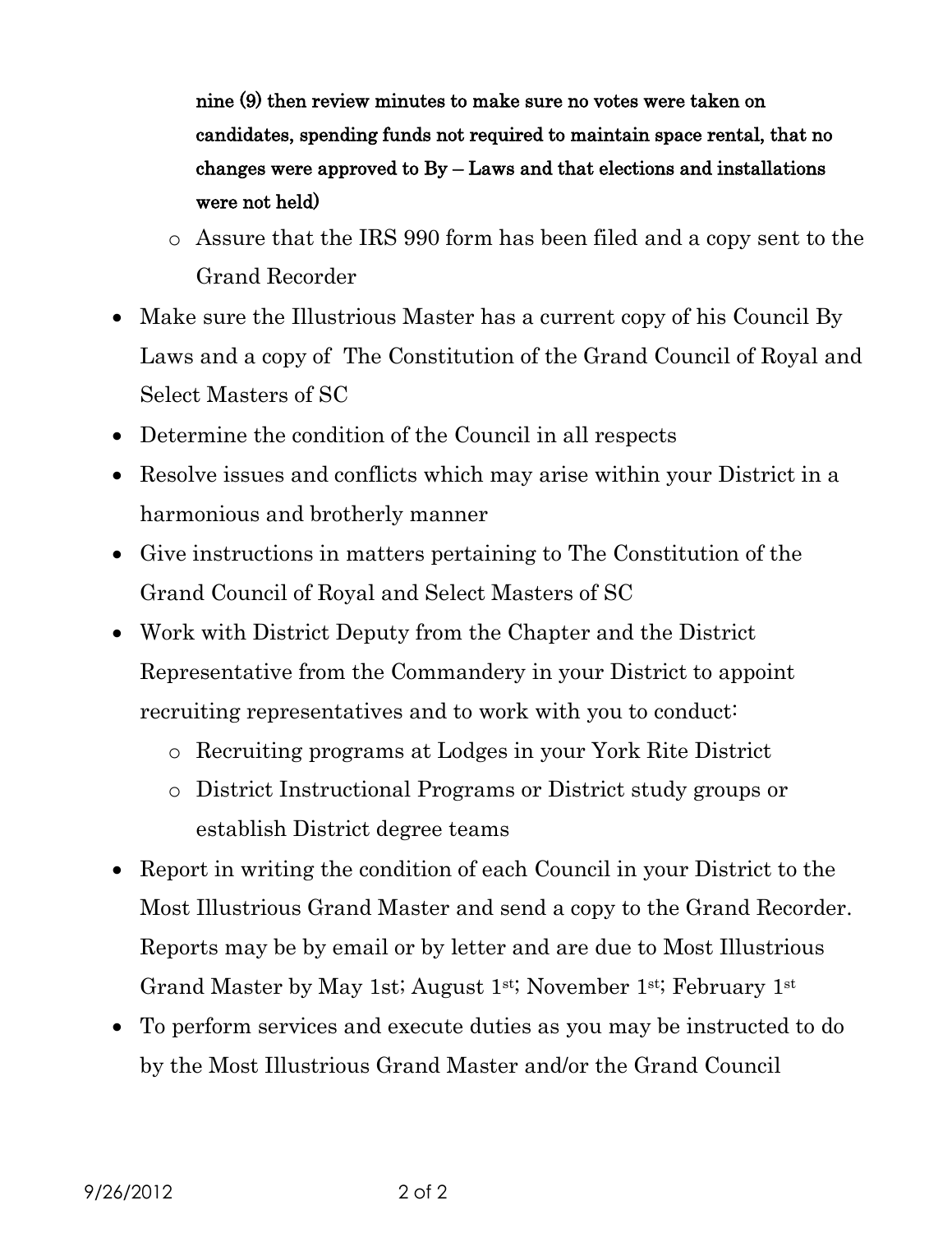**nine (9) then review minutes to make sure no votes were taken on candidates, spending funds not required to maintain space rental, that no changes were approved to By – Laws and that elections and installations were not held)**

  - Assure that the IRS 990 form has been filed and a copy sent to the Grand Recorder
- Make sure the Illustrious Master has a current copy of his Council By Laws and a copy of The Constitution of the Grand Council of Royal and Select Masters of SC
- Determine the condition of the Council in all respects
- Resolve issues and conflicts which may arise within your District in a harmonious and brotherly manner
- Give instructions in matters pertaining to The Constitution of the Grand Council of Royal and Select Masters of SC
- Work with District Deputy from the Chapter and the District Representative from the Commandery in your District to appoint recruiting representatives and to work with you to conduct:
  - Recruiting programs at Lodges in your York Rite District
  - District Instructional Programs or District study groups or establish District degree teams
- Report in writing the condition of each Council in your District to the Most Illustrious Grand Master and send a copy to the Grand Recorder. Reports may be by email or by letter and are due to Most Illustrious Grand Master by May 1st; August 1st; November 1st; February 1st
- To perform services and execute duties as you may be instructed to do by the Most Illustrious Grand Master and/or the Grand Council

9/26/2012